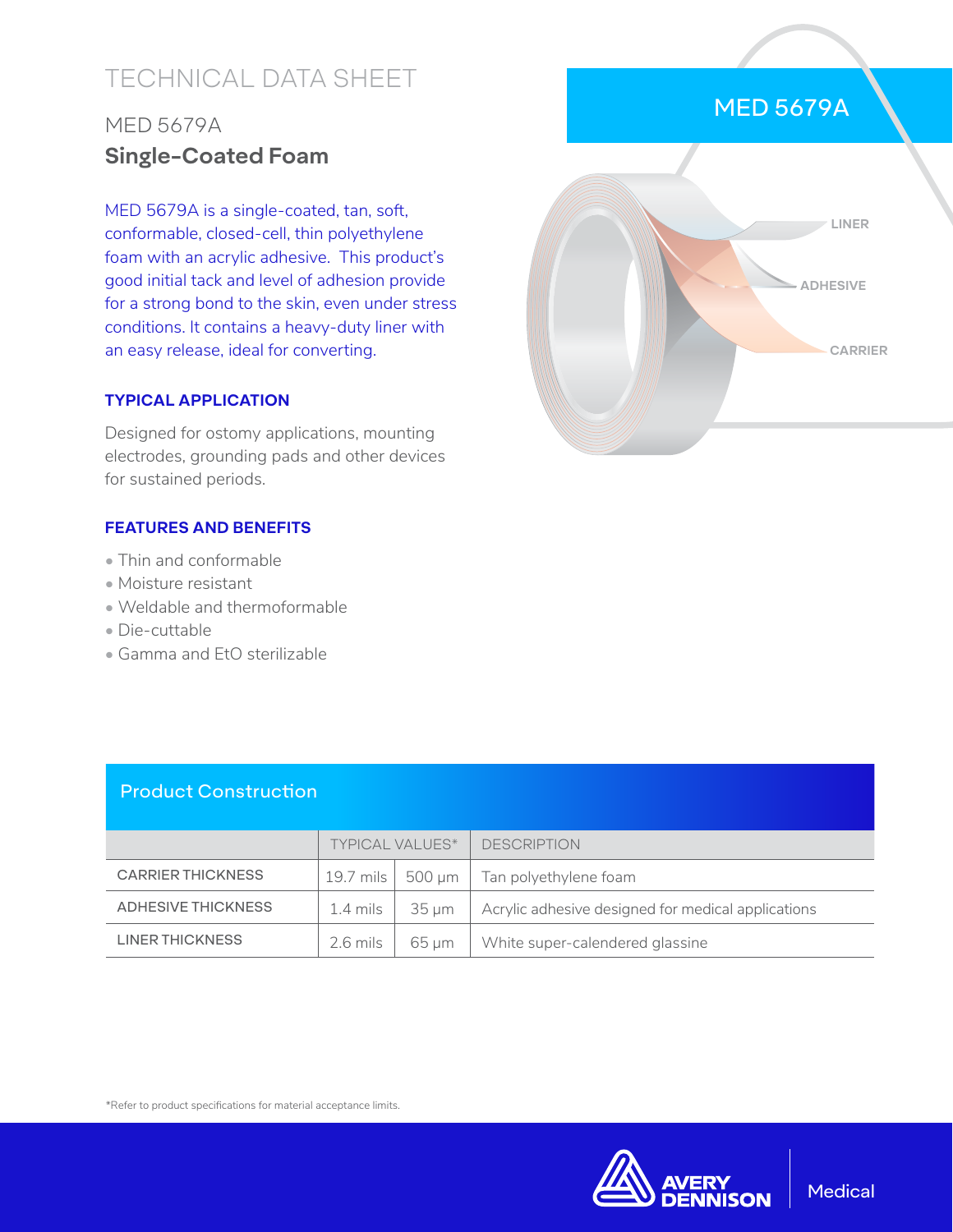# TECHNICAL DATA SHEET

## MED 5679A

## **Single-Coated Foam**

MED 5679A is a single-coated, tan, soft, conformable, closed-cell, thin polyethylene foam with an acrylic adhesive. This product's good initial tack and level of adhesion provide for a strong bond to the skin, even under stress conditions. It contains a heavy-duty liner with an easy release, ideal for converting.

### TYPICAL APPLICATION

Designed for ostomy applications, mounting electrodes, grounding pads and other devices for sustained periods.

### FEATURES AND BENEFITS

- Thin and conformable
- Moisture resistant
- Weldable and thermoformable
- Die-cuttable
- Gamma and EtO sterilizable

MED 5679A

LINER

ADHESIVE

CARRIER

### Product Construction

| | TYPICAL VALUES* | | DESCRIPTION |
|---|---|---|---|
| CARRIER THICKNESS | 19.7 mils | 500 µm | Tan polyethylene foam |
| ADHESIVE THICKNESS | 1.4 mils | 35 µm | Acrylic adhesive designed for medical applications |
| LINER THICKNESS | 2.6 mils | 65 µm | White super-calendered glassine |

*Refer to product specifications for material acceptance limits.

AVERY DENNISON Medical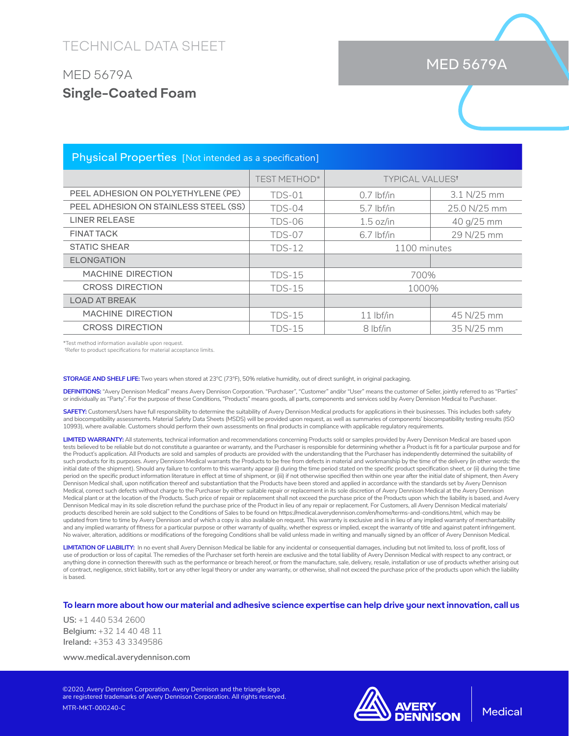# TECHNICAL DATA SHEET

MED 5679A

## Single-Coated Foam

MED 5679A

## Physical Properties [Not intended as a specification]

| | TEST METHOD* | TYPICAL VALUES† | |
|---|---|---|---|
| PEEL ADHESION ON POLYETHYLENE (PE) | TDS-01 | 0.7 lbf/in | 3.1 N/25 mm |
| PEEL ADHESION ON STAINLESS STEEL (SS) | TDS-04 | 5.7 lbf/in | 25.0 N/25 mm |
| LINER RELEASE | TDS-06 | 1.5 oz/in | 40 g/25 mm |
| FINAT TACK | TDS-07 | 6.7 lbf/in | 29 N/25 mm |
| STATIC SHEAR | TDS-12 | 1100 minutes | |
| ELONGATION | | | |
| MACHINE DIRECTION | TDS-15 | 700% | |
| CROSS DIRECTION | TDS-15 | 1000% | |
| LOAD AT BREAK | | | |
| MACHINE DIRECTION | TDS-15 | 11 lbf/in | 45 N/25 mm |
| CROSS DIRECTION | TDS-15 | 8 lbf/in | 35 N/25 mm |

*Test method information available upon request.
†Refer to product specifications for material acceptance limits.

**STORAGE AND SHELF LIFE:** Two years when stored at 23°C (73°F), 50% relative humidity, out of direct sunlight, in original packaging.

**DEFINITIONS:** "Avery Dennison Medical" means Avery Dennison Corporation. "Purchaser", "Customer" and/or "User" means the customer of Seller, jointly referred to as "Parties" or individually as "Party". For the purpose of these Conditions, "Products" means goods, all parts, components and services sold by Avery Dennison Medical to Purchaser.

**SAFETY:** Customers/Users have full responsibility to determine the suitability of Avery Dennison Medical products for applications in their businesses. This includes both safety and biocompatibility assessments. Material Safety Data Sheets (MSDS) will be provided upon request, as well as summaries of components' biocompatibility testing results (ISO 10993), where available. Customers should perform their own assessments on final products in compliance with applicable regulatory requirements.

**LIMITED WARRANTY:** All statements, technical information and recommendations concerning Products sold or samples provided by Avery Dennison Medical are based upon tests believed to be reliable but do not constitute a guarantee or warranty, and the Purchaser is responsible for determining whether a Product is fit for a particular purpose and for the Product's application. All Products are sold and samples of products are provided with the understanding that the Purchaser has independently determined the suitability of such products for its purposes. Avery Dennison Medical warrants the Products to be free from defects in material and workmanship by the time of the delivery (in other words: the initial date of the shipment). Should any failure to conform to this warranty appear (i) during the time period stated on the specific product specification sheet, or (ii) during the time period on the specific product information literature in effect at time of shipment, or (iii) if not otherwise specified then within one year after the initial date of shipment, then Avery Dennison Medical shall, upon notification thereof and substantiation that the Products have been stored and applied in accordance with the standards set by Avery Dennison Medical, correct such defects without charge to the Purchaser by either suitable repair or replacement in its sole discretion of Avery Dennison Medical at the Avery Dennison Medical plant or at the location of the Products. Such price of repair or replacement shall not exceed the purchase price of the Products upon which the liability is based, and Avery Dennison Medical may in its sole discretion refund the purchase price of the Product in lieu of any repair or replacement. For Customers, all Avery Dennison Medical materials/ products described herein are sold subject to the Conditions of Sales to be found on https://medical.averydennison.com/en/home/terms-and-conditions.html, which may be updated from time to time by Avery Dennison and of which a copy is also available on request. This warranty is exclusive and is in lieu of any implied warranty of merchantability and any implied warranty of fitness for a particular purpose or other warranty of quality, whether express or implied, except the warranty of title and against patent infringement. No waiver, alteration, additions or modifications of the foregoing Conditions shall be valid unless made in writing and manually signed by an officer of Avery Dennison Medical.

**LIMITATION OF LIABILITY:** In no event shall Avery Dennison Medical be liable for any incidental or consequential damages, including but not limited to, loss of profit, loss of use of production or loss of capital. The remedies of the Purchaser set forth herein are exclusive and the total liability of Avery Dennison Medical with respect to any contract, or anything done in connection therewith such as the performance or breach hereof, or from the manufacture, sale, delivery, resale, installation or use of products whether arising out of contract, negligence, strict liability, tort or any other legal theory or under any warranty, or otherwise, shall not exceed the purchase price of the products upon which the liability is based.

**To learn more about how our material and adhesive science expertise can help drive your next innovation, call us**

**US:** +1 440 534 2600
**Belgium:** +32 14 40 48 11
**Ireland:** +353 43 3349586

www.medical.averydennison.com

©2020, Avery Dennison Corporation. Avery Dennison and the triangle logo are registered trademarks of Avery Dennison Corporation. All rights reserved.

MTR-MKT-000240-C

AVERY DENNISON Medical